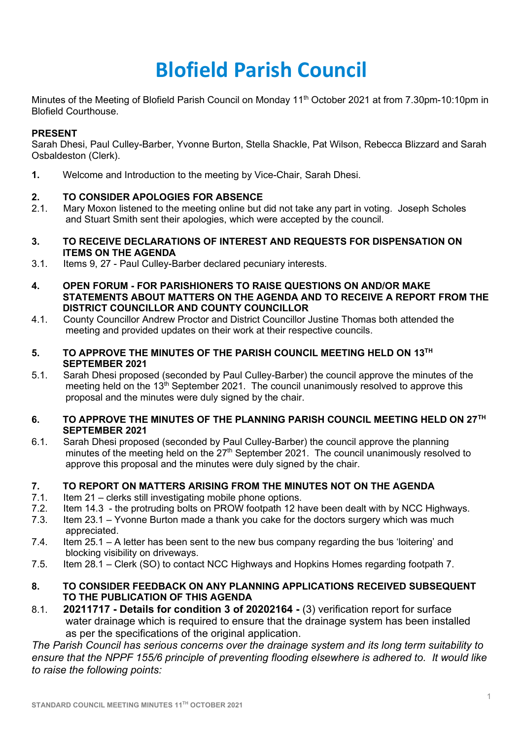# Blofield Parish Council

Minutes of the Meeting of Blofield Parish Council on Monday 11th October 2021 at from 7.30pm-10:10pm in Blofield Courthouse.

**PRESENT**
Sarah Dhesi, Paul Culley-Barber, Yvonne Burton, Stella Shackle, Pat Wilson, Rebecca Blizzard and Sarah Osbaldeston (Clerk).

**1.** Welcome and Introduction to the meeting by Vice-Chair, Sarah Dhesi.

**2. TO CONSIDER APOLOGIES FOR ABSENCE**

2.1. Mary Moxon listened to the meeting online but did not take any part in voting. Joseph Scholes and Stuart Smith sent their apologies, which were accepted by the council.

**3. TO RECEIVE DECLARATIONS OF INTEREST AND REQUESTS FOR DISPENSATION ON ITEMS ON THE AGENDA**

3.1. Items 9, 27 - Paul Culley-Barber declared pecuniary interests.

**4. OPEN FORUM - FOR PARISHIONERS TO RAISE QUESTIONS ON AND/OR MAKE STATEMENTS ABOUT MATTERS ON THE AGENDA AND TO RECEIVE A REPORT FROM THE DISTRICT COUNCILLOR AND COUNTY COUNCILLOR**

4.1. County Councillor Andrew Proctor and District Councillor Justine Thomas both attended the meeting and provided updates on their work at their respective councils.

**5. TO APPROVE THE MINUTES OF THE PARISH COUNCIL MEETING HELD ON 13TH SEPTEMBER 2021**

5.1. Sarah Dhesi proposed (seconded by Paul Culley-Barber) the council approve the minutes of the meeting held on the 13th September 2021. The council unanimously resolved to approve this proposal and the minutes were duly signed by the chair.

**6. TO APPROVE THE MINUTES OF THE PLANNING PARISH COUNCIL MEETING HELD ON 27TH SEPTEMBER 2021**

6.1. Sarah Dhesi proposed (seconded by Paul Culley-Barber) the council approve the planning minutes of the meeting held on the 27th September 2021. The council unanimously resolved to approve this proposal and the minutes were duly signed by the chair.

**7. TO REPORT ON MATTERS ARISING FROM THE MINUTES NOT ON THE AGENDA**

7.1. Item 21 – clerks still investigating mobile phone options.

7.2. Item 14.3 - the protruding bolts on PROW footpath 12 have been dealt with by NCC Highways.

7.3. Item 23.1 – Yvonne Burton made a thank you cake for the doctors surgery which was much appreciated.

7.4. Item 25.1 – A letter has been sent to the new bus company regarding the bus 'loitering' and blocking visibility on driveways.

7.5. Item 28.1 – Clerk (SO) to contact NCC Highways and Hopkins Homes regarding footpath 7.

**8. TO CONSIDER FEEDBACK ON ANY PLANNING APPLICATIONS RECEIVED SUBSEQUENT TO THE PUBLICATION OF THIS AGENDA**

8.1. **20211717 - Details for condition 3 of 20202164 -** (3) verification report for surface water drainage which is required to ensure that the drainage system has been installed as per the specifications of the original application.

*The Parish Council has serious concerns over the drainage system and its long term suitability to ensure that the NPPF 155/6 principle of preventing flooding elsewhere is adhered to. It would like to raise the following points:*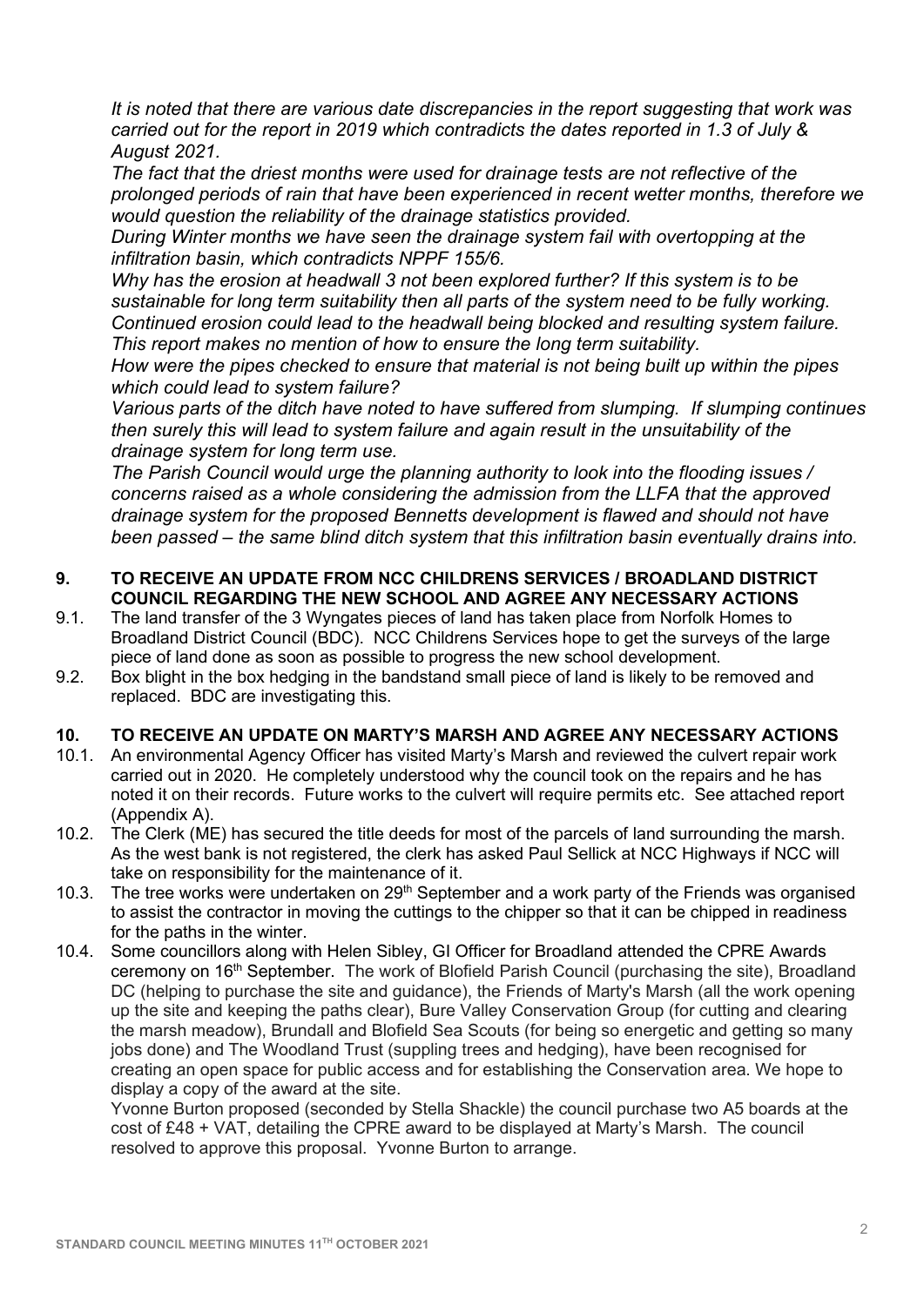*It is noted that there are various date discrepancies in the report suggesting that work was carried out for the report in 2019 which contradicts the dates reported in 1.3 of July & August 2021.*

*The fact that the driest months were used for drainage tests are not reflective of the prolonged periods of rain that have been experienced in recent wetter months, therefore we would question the reliability of the drainage statistics provided.*

*During Winter months we have seen the drainage system fail with overtopping at the infiltration basin, which contradicts NPPF 155/6.*

*Why has the erosion at headwall 3 not been explored further? If this system is to be sustainable for long term suitability then all parts of the system need to be fully working. Continued erosion could lead to the headwall being blocked and resulting system failure. This report makes no mention of how to ensure the long term suitability.*

*How were the pipes checked to ensure that material is not being built up within the pipes which could lead to system failure?*

*Various parts of the ditch have noted to have suffered from slumping. If slumping continues then surely this will lead to system failure and again result in the unsuitability of the drainage system for long term use.*

*The Parish Council would urge the planning authority to look into the flooding issues / concerns raised as a whole considering the admission from the LLFA that the approved drainage system for the proposed Bennetts development is flawed and should not have been passed – the same blind ditch system that this infiltration basin eventually drains into.*

## 9. TO RECEIVE AN UPDATE FROM NCC CHILDRENS SERVICES / BROADLAND DISTRICT COUNCIL REGARDING THE NEW SCHOOL AND AGREE ANY NECESSARY ACTIONS

9.1. The land transfer of the 3 Wyngates pieces of land has taken place from Norfolk Homes to Broadland District Council (BDC). NCC Childrens Services hope to get the surveys of the large piece of land done as soon as possible to progress the new school development.

9.2. Box blight in the box hedging in the bandstand small piece of land is likely to be removed and replaced. BDC are investigating this.

## 10. TO RECEIVE AN UPDATE ON MARTY'S MARSH AND AGREE ANY NECESSARY ACTIONS

10.1. An environmental Agency Officer has visited Marty's Marsh and reviewed the culvert repair work carried out in 2020. He completely understood why the council took on the repairs and he has noted it on their records. Future works to the culvert will require permits etc. See attached report (Appendix A).

10.2. The Clerk (ME) has secured the title deeds for most of the parcels of land surrounding the marsh. As the west bank is not registered, the clerk has asked Paul Sellick at NCC Highways if NCC will take on responsibility for the maintenance of it.

10.3. The tree works were undertaken on 29th September and a work party of the Friends was organised to assist the contractor in moving the cuttings to the chipper so that it can be chipped in readiness for the paths in the winter.

10.4. Some councillors along with Helen Sibley, GI Officer for Broadland attended the CPRE Awards ceremony on 16th September. The work of Blofield Parish Council (purchasing the site), Broadland DC (helping to purchase the site and guidance), the Friends of Marty's Marsh (all the work opening up the site and keeping the paths clear), Bure Valley Conservation Group (for cutting and clearing the marsh meadow), Brundall and Blofield Sea Scouts (for being so energetic and getting so many jobs done) and The Woodland Trust (suppling trees and hedging), have been recognised for creating an open space for public access and for establishing the Conservation area. We hope to display a copy of the award at the site.

Yvonne Burton proposed (seconded by Stella Shackle) the council purchase two A5 boards at the cost of £48 + VAT, detailing the CPRE award to be displayed at Marty's Marsh. The council resolved to approve this proposal. Yvonne Burton to arrange.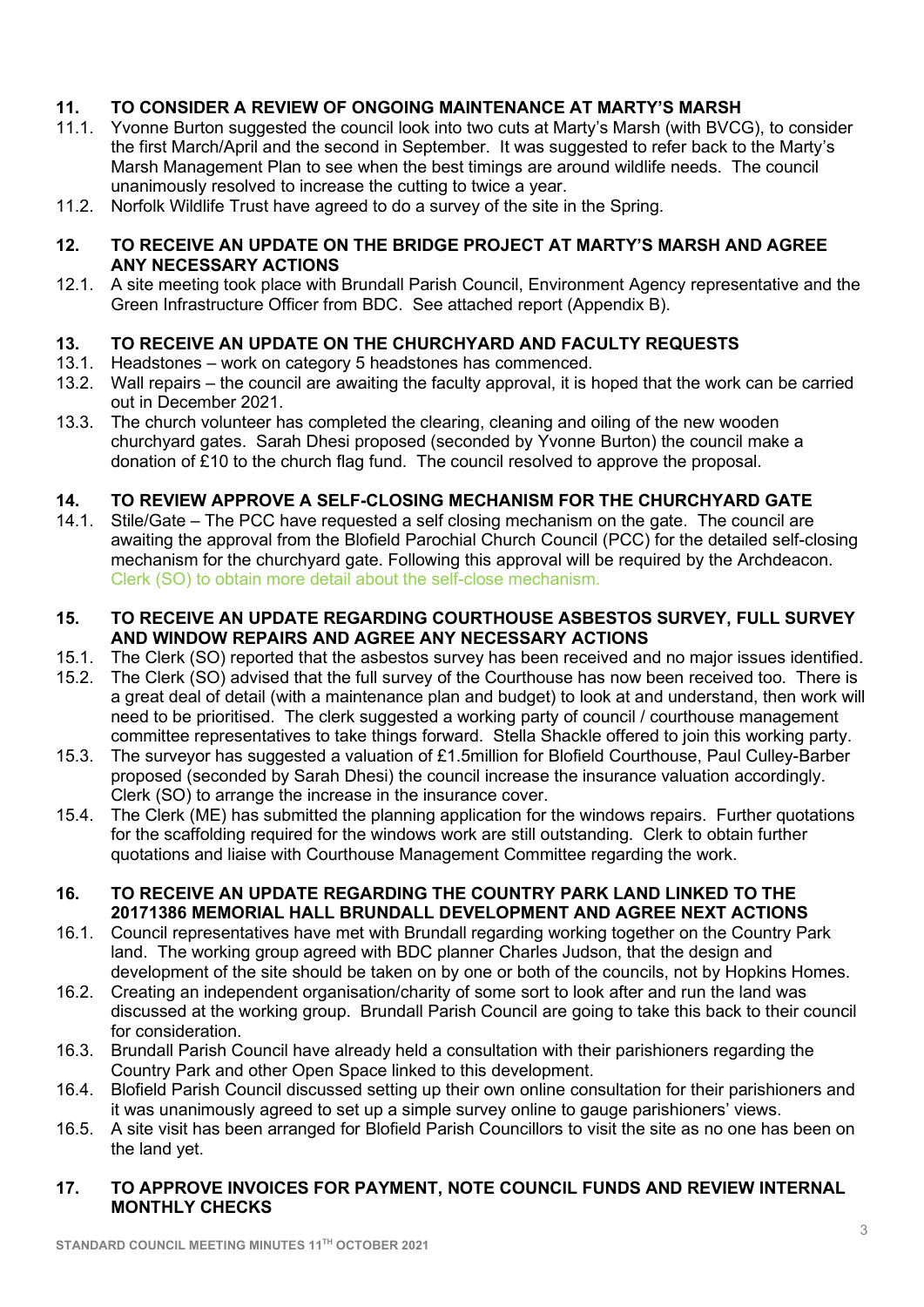## 11. TO CONSIDER A REVIEW OF ONGOING MAINTENANCE AT MARTY'S MARSH

11.1. Yvonne Burton suggested the council look into two cuts at Marty's Marsh (with BVCG), to consider the first March/April and the second in September. It was suggested to refer back to the Marty's Marsh Management Plan to see when the best timings are around wildlife needs. The council unanimously resolved to increase the cutting to twice a year.

11.2. Norfolk Wildlife Trust have agreed to do a survey of the site in the Spring.

## 12. TO RECEIVE AN UPDATE ON THE BRIDGE PROJECT AT MARTY'S MARSH AND AGREE ANY NECESSARY ACTIONS

12.1. A site meeting took place with Brundall Parish Council, Environment Agency representative and the Green Infrastructure Officer from BDC. See attached report (Appendix B).

## 13. TO RECEIVE AN UPDATE ON THE CHURCHYARD AND FACULTY REQUESTS

13.1. Headstones – work on category 5 headstones has commenced.

13.2. Wall repairs – the council are awaiting the faculty approval, it is hoped that the work can be carried out in December 2021.

13.3. The church volunteer has completed the clearing, cleaning and oiling of the new wooden churchyard gates. Sarah Dhesi proposed (seconded by Yvonne Burton) the council make a donation of £10 to the church flag fund. The council resolved to approve the proposal.

## 14. TO REVIEW APPROVE A SELF-CLOSING MECHANISM FOR THE CHURCHYARD GATE

14.1. Stile/Gate – The PCC have requested a self closing mechanism on the gate. The council are awaiting the approval from the Blofield Parochial Church Council (PCC) for the detailed self-closing mechanism for the churchyard gate. Following this approval will be required by the Archdeacon. Clerk (SO) to obtain more detail about the self-close mechanism.

## 15. TO RECEIVE AN UPDATE REGARDING COURTHOUSE ASBESTOS SURVEY, FULL SURVEY AND WINDOW REPAIRS AND AGREE ANY NECESSARY ACTIONS

15.1. The Clerk (SO) reported that the asbestos survey has been received and no major issues identified.

15.2. The Clerk (SO) advised that the full survey of the Courthouse has now been received too. There is a great deal of detail (with a maintenance plan and budget) to look at and understand, then work will need to be prioritised. The clerk suggested a working party of council / courthouse management committee representatives to take things forward. Stella Shackle offered to join this working party.

15.3. The surveyor has suggested a valuation of £1.5million for Blofield Courthouse, Paul Culley-Barber proposed (seconded by Sarah Dhesi) the council increase the insurance valuation accordingly. Clerk (SO) to arrange the increase in the insurance cover.

15.4. The Clerk (ME) has submitted the planning application for the windows repairs. Further quotations for the scaffolding required for the windows work are still outstanding. Clerk to obtain further quotations and liaise with Courthouse Management Committee regarding the work.

## 16. TO RECEIVE AN UPDATE REGARDING THE COUNTRY PARK LAND LINKED TO THE 20171386 MEMORIAL HALL BRUNDALL DEVELOPMENT AND AGREE NEXT ACTIONS

16.1. Council representatives have met with Brundall regarding working together on the Country Park land. The working group agreed with BDC planner Charles Judson, that the design and development of the site should be taken on by one or both of the councils, not by Hopkins Homes.

16.2. Creating an independent organisation/charity of some sort to look after and run the land was discussed at the working group. Brundall Parish Council are going to take this back to their council for consideration.

16.3. Brundall Parish Council have already held a consultation with their parishioners regarding the Country Park and other Open Space linked to this development.

16.4. Blofield Parish Council discussed setting up their own online consultation for their parishioners and it was unanimously agreed to set up a simple survey online to gauge parishioners' views.

16.5. A site visit has been arranged for Blofield Parish Councillors to visit the site as no one has been on the land yet.

## 17. TO APPROVE INVOICES FOR PAYMENT, NOTE COUNCIL FUNDS AND REVIEW INTERNAL MONTHLY CHECKS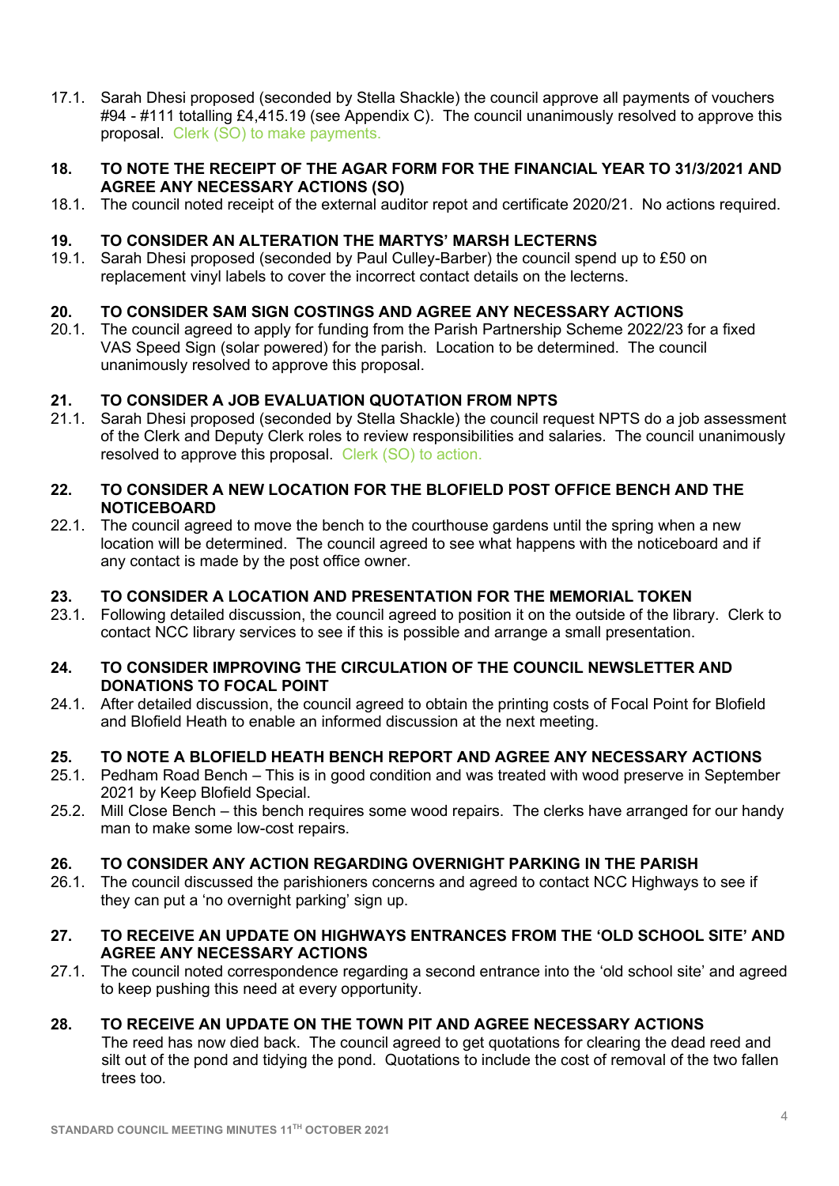17.1. Sarah Dhesi proposed (seconded by Stella Shackle) the council approve all payments of vouchers #94 - #111 totalling £4,415.19 (see Appendix C). The council unanimously resolved to approve this proposal. Clerk (SO) to make payments.

## 18. TO NOTE THE RECEIPT OF THE AGAR FORM FOR THE FINANCIAL YEAR TO 31/3/2021 AND AGREE ANY NECESSARY ACTIONS (SO)

18.1. The council noted receipt of the external auditor repot and certificate 2020/21. No actions required.

## 19. TO CONSIDER AN ALTERATION THE MARTYS' MARSH LECTERNS

19.1. Sarah Dhesi proposed (seconded by Paul Culley-Barber) the council spend up to £50 on replacement vinyl labels to cover the incorrect contact details on the lecterns.

## 20. TO CONSIDER SAM SIGN COSTINGS AND AGREE ANY NECESSARY ACTIONS

20.1. The council agreed to apply for funding from the Parish Partnership Scheme 2022/23 for a fixed VAS Speed Sign (solar powered) for the parish. Location to be determined. The council unanimously resolved to approve this proposal.

## 21. TO CONSIDER A JOB EVALUATION QUOTATION FROM NPTS

21.1. Sarah Dhesi proposed (seconded by Stella Shackle) the council request NPTS do a job assessment of the Clerk and Deputy Clerk roles to review responsibilities and salaries. The council unanimously resolved to approve this proposal. Clerk (SO) to action.

## 22. TO CONSIDER A NEW LOCATION FOR THE BLOFIELD POST OFFICE BENCH AND THE NOTICEBOARD

22.1. The council agreed to move the bench to the courthouse gardens until the spring when a new location will be determined. The council agreed to see what happens with the noticeboard and if any contact is made by the post office owner.

## 23. TO CONSIDER A LOCATION AND PRESENTATION FOR THE MEMORIAL TOKEN

23.1. Following detailed discussion, the council agreed to position it on the outside of the library. Clerk to contact NCC library services to see if this is possible and arrange a small presentation.

## 24. TO CONSIDER IMPROVING THE CIRCULATION OF THE COUNCIL NEWSLETTER AND DONATIONS TO FOCAL POINT

24.1. After detailed discussion, the council agreed to obtain the printing costs of Focal Point for Blofield and Blofield Heath to enable an informed discussion at the next meeting.

## 25. TO NOTE A BLOFIELD HEATH BENCH REPORT AND AGREE ANY NECESSARY ACTIONS

25.1. Pedham Road Bench – This is in good condition and was treated with wood preserve in September 2021 by Keep Blofield Special.

25.2. Mill Close Bench – this bench requires some wood repairs. The clerks have arranged for our handy man to make some low-cost repairs.

## 26. TO CONSIDER ANY ACTION REGARDING OVERNIGHT PARKING IN THE PARISH

26.1. The council discussed the parishioners concerns and agreed to contact NCC Highways to see if they can put a 'no overnight parking' sign up.

## 27. TO RECEIVE AN UPDATE ON HIGHWAYS ENTRANCES FROM THE 'OLD SCHOOL SITE' AND AGREE ANY NECESSARY ACTIONS

27.1. The council noted correspondence regarding a second entrance into the 'old school site' and agreed to keep pushing this need at every opportunity.

## 28. TO RECEIVE AN UPDATE ON THE TOWN PIT AND AGREE NECESSARY ACTIONS

The reed has now died back. The council agreed to get quotations for clearing the dead reed and silt out of the pond and tidying the pond. Quotations to include the cost of removal of the two fallen trees too.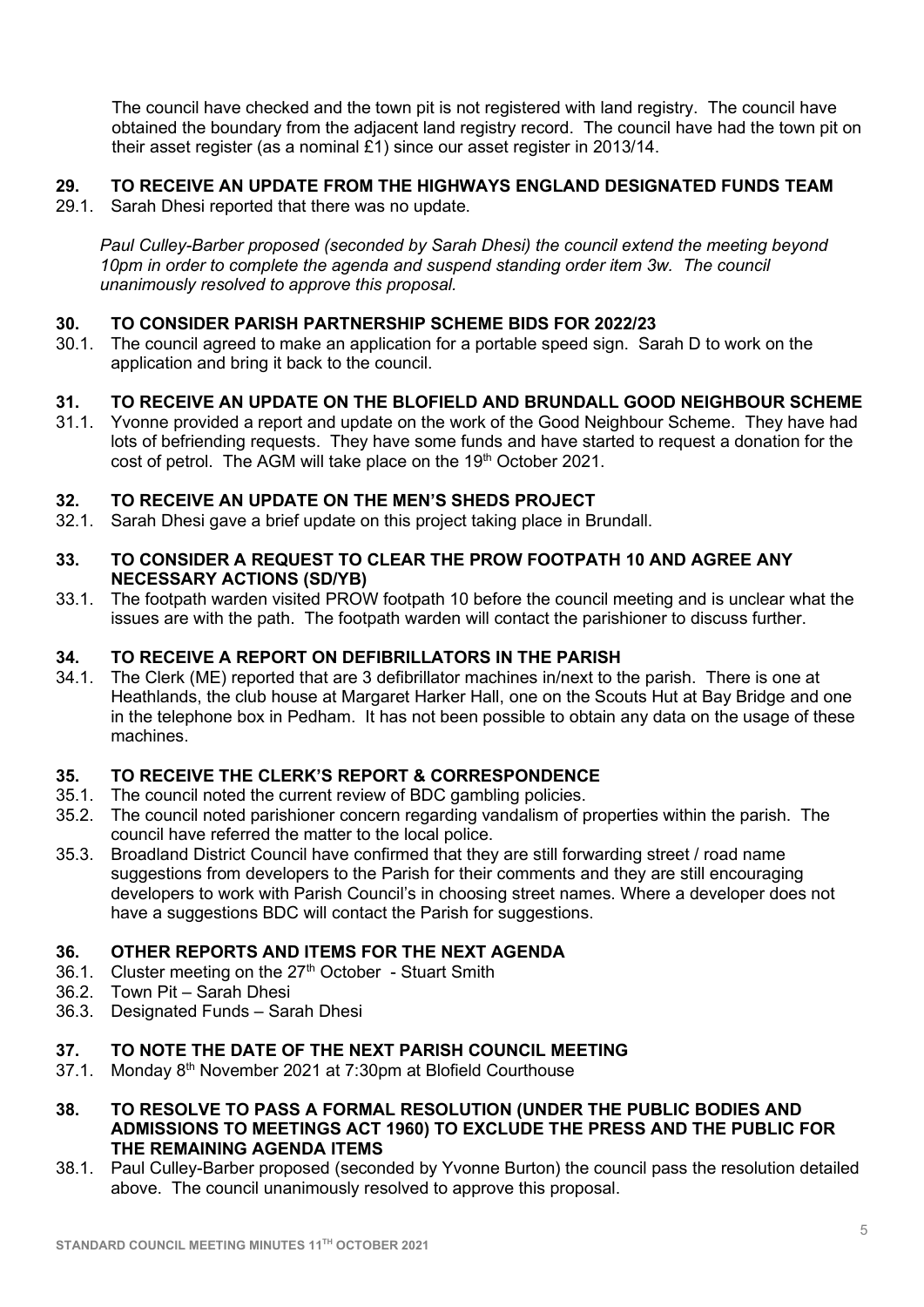The council have checked and the town pit is not registered with land registry. The council have obtained the boundary from the adjacent land registry record. The council have had the town pit on their asset register (as a nominal £1) since our asset register in 2013/14.

## 29. TO RECEIVE AN UPDATE FROM THE HIGHWAYS ENGLAND DESIGNATED FUNDS TEAM

29.1. Sarah Dhesi reported that there was no update.

*Paul Culley-Barber proposed (seconded by Sarah Dhesi) the council extend the meeting beyond 10pm in order to complete the agenda and suspend standing order item 3w. The council unanimously resolved to approve this proposal.*

## 30. TO CONSIDER PARISH PARTNERSHIP SCHEME BIDS FOR 2022/23

30.1. The council agreed to make an application for a portable speed sign. Sarah D to work on the application and bring it back to the council.

## 31. TO RECEIVE AN UPDATE ON THE BLOFIELD AND BRUNDALL GOOD NEIGHBOUR SCHEME

31.1. Yvonne provided a report and update on the work of the Good Neighbour Scheme. They have had lots of befriending requests. They have some funds and have started to request a donation for the cost of petrol. The AGM will take place on the 19th October 2021.

## 32. TO RECEIVE AN UPDATE ON THE MEN'S SHEDS PROJECT

32.1. Sarah Dhesi gave a brief update on this project taking place in Brundall.

## 33. TO CONSIDER A REQUEST TO CLEAR THE PROW FOOTPATH 10 AND AGREE ANY NECESSARY ACTIONS (SD/YB)

33.1. The footpath warden visited PROW footpath 10 before the council meeting and is unclear what the issues are with the path. The footpath warden will contact the parishioner to discuss further.

## 34. TO RECEIVE A REPORT ON DEFIBRILLATORS IN THE PARISH

34.1. The Clerk (ME) reported that are 3 defibrillator machines in/next to the parish. There is one at Heathlands, the club house at Margaret Harker Hall, one on the Scouts Hut at Bay Bridge and one in the telephone box in Pedham. It has not been possible to obtain any data on the usage of these machines.

## 35. TO RECEIVE THE CLERK'S REPORT & CORRESPONDENCE

35.1. The council noted the current review of BDC gambling policies.

35.2. The council noted parishioner concern regarding vandalism of properties within the parish. The council have referred the matter to the local police.

35.3. Broadland District Council have confirmed that they are still forwarding street / road name suggestions from developers to the Parish for their comments and they are still encouraging developers to work with Parish Council's in choosing street names. Where a developer does not have a suggestions BDC will contact the Parish for suggestions.

## 36. OTHER REPORTS AND ITEMS FOR THE NEXT AGENDA

36.1. Cluster meeting on the 27th October - Stuart Smith

36.2. Town Pit – Sarah Dhesi

36.3. Designated Funds – Sarah Dhesi

## 37. TO NOTE THE DATE OF THE NEXT PARISH COUNCIL MEETING

37.1. Monday 8th November 2021 at 7:30pm at Blofield Courthouse

## 38. TO RESOLVE TO PASS A FORMAL RESOLUTION (UNDER THE PUBLIC BODIES AND ADMISSIONS TO MEETINGS ACT 1960) TO EXCLUDE THE PRESS AND THE PUBLIC FOR THE REMAINING AGENDA ITEMS

38.1. Paul Culley-Barber proposed (seconded by Yvonne Burton) the council pass the resolution detailed above. The council unanimously resolved to approve this proposal.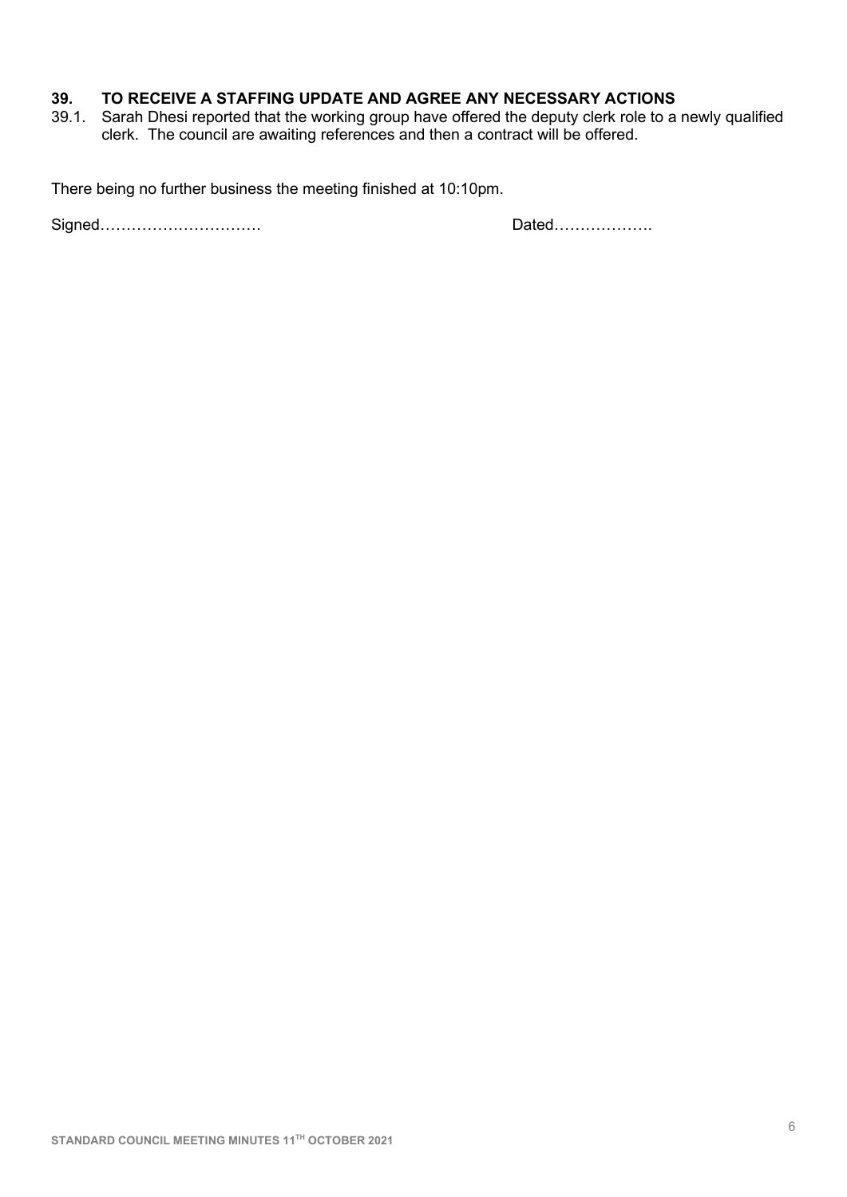## 39. TO RECEIVE A STAFFING UPDATE AND AGREE ANY NECESSARY ACTIONS

39.1. Sarah Dhesi reported that the working group have offered the deputy clerk role to a newly qualified clerk. The council are awaiting references and then a contract will be offered.

There being no further business the meeting finished at 10:10pm.

Signed…………………………  Dated……………….